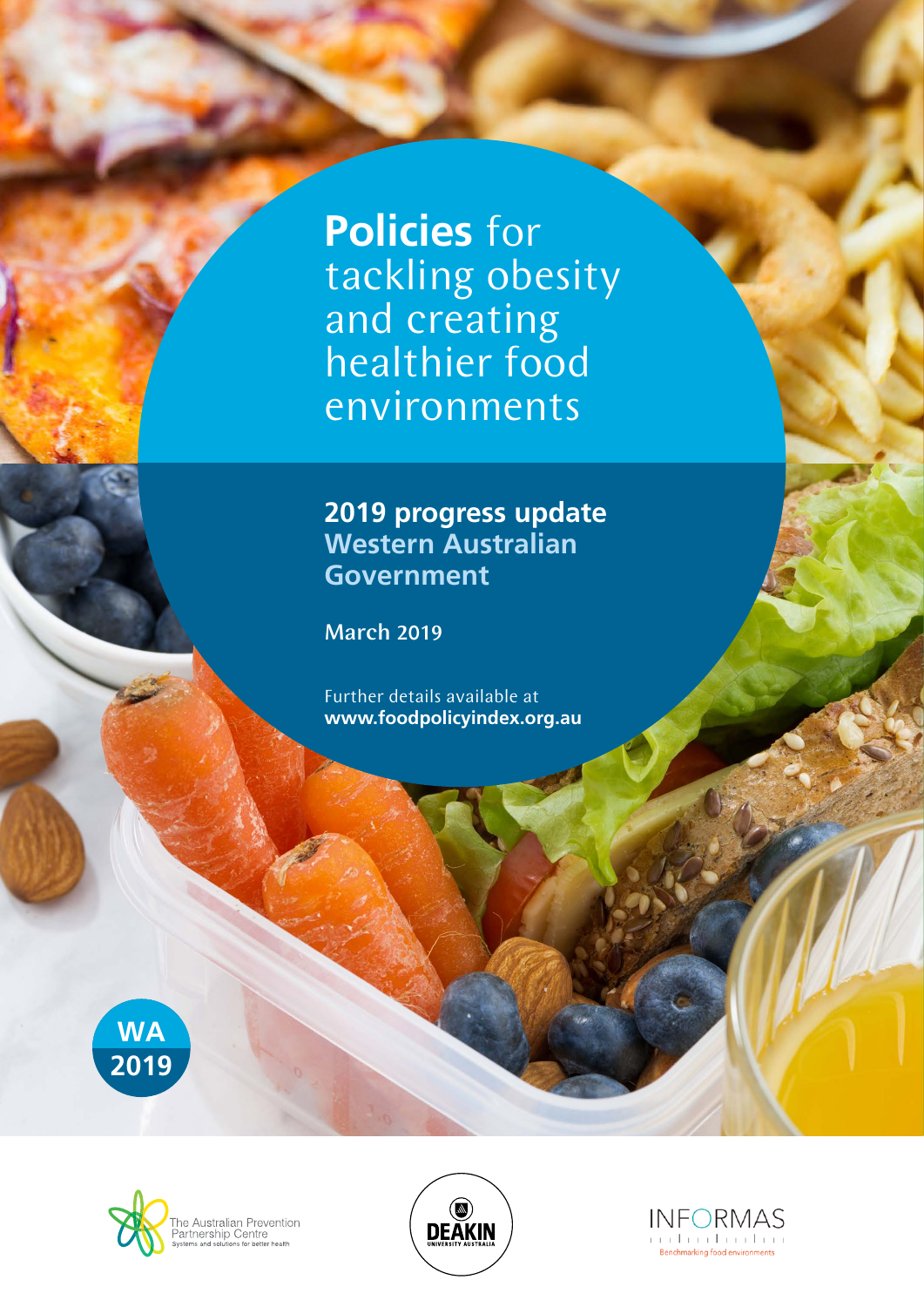# **Policies** for tackling obesity and creating healthier food environments

## 2019 progress update
## Western Australian Government

**March 2019**

Further details available at
**www.foodpolicyindex.org.au**

**WA 2019**

The Australian Prevention Partnership Centre
Systems and solutions for better health

DEAKIN UNIVERSITY AUSTRALIA

INFORMAS
Benchmarking food environments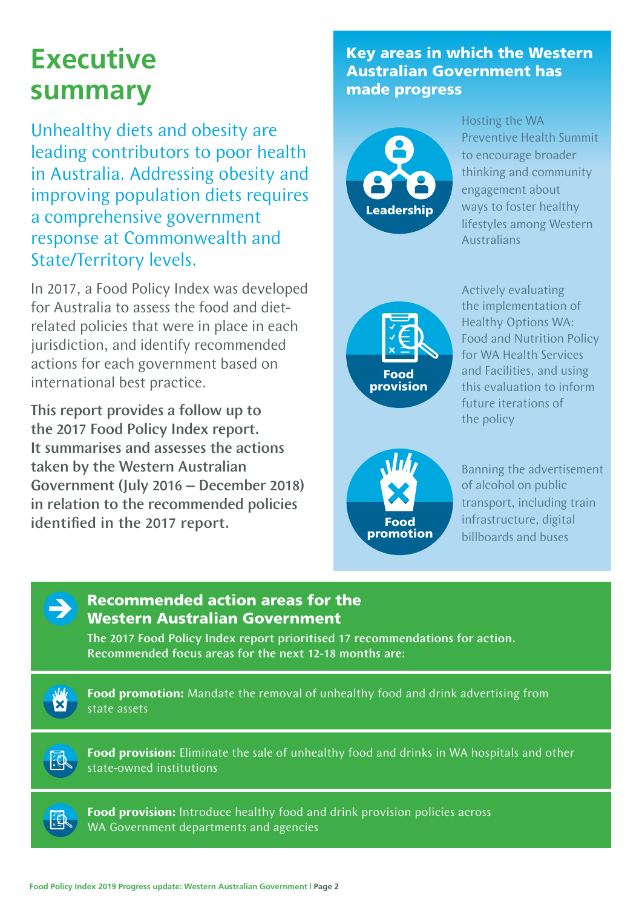# Executive summary

Unhealthy diets and obesity are leading contributors to poor health in Australia. Addressing obesity and improving population diets requires a comprehensive government response at Commonwealth and State/Territory levels.

In 2017, a Food Policy Index was developed for Australia to assess the food and diet-related policies that were in place in each jurisdiction, and identify recommended actions for each government based on international best practice.

**This report provides a follow up to the 2017 Food Policy Index report. It summarises and assesses the actions taken by the Western Australian Government (July 2016 – December 2018) in relation to the recommended policies identified in the 2017 report.**

## Key areas in which the Western Australian Government has made progress

**Leadership**

Hosting the WA Preventive Health Summit to encourage broader thinking and community engagement about ways to foster healthy lifestyles among Western Australians

**Food provision**

Actively evaluating the implementation of Healthy Options WA: Food and Nutrition Policy for WA Health Services and Facilities, and using this evaluation to inform future iterations of the policy

**Food promotion**

Banning the advertisement of alcohol on public transport, including train infrastructure, digital billboards and buses

## Recommended action areas for the Western Australian Government

**The 2017 Food Policy Index report prioritised 17 recommendations for action. Recommended focus areas for the next 12-18 months are:**

**Food promotion:** Mandate the removal of unhealthy food and drink advertising from state assets

**Food provision:** Eliminate the sale of unhealthy food and drinks in WA hospitals and other state-owned institutions

**Food provision:** Introduce healthy food and drink provision policies across WA Government departments and agencies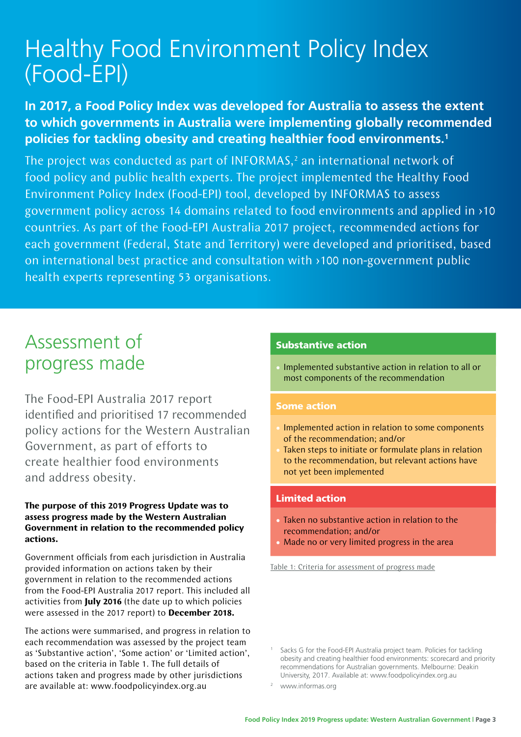# Healthy Food Environment Policy Index (Food-EPI)

**In 2017, a Food Policy Index was developed for Australia to assess the extent to which governments in Australia were implementing globally recommended policies for tackling obesity and creating healthier food environments.[1]**

The project was conducted as part of INFORMAS,[2] an international network of food policy and public health experts. The project implemented the Healthy Food Environment Policy Index (Food-EPI) tool, developed by INFORMAS to assess government policy across 14 domains related to food environments and applied in ›10 countries. As part of the Food-EPI Australia 2017 project, recommended actions for each government (Federal, State and Territory) were developed and prioritised, based on international best practice and consultation with ›100 non-government public health experts representing 53 organisations.

## Assessment of progress made

The Food-EPI Australia 2017 report identified and prioritised 17 recommended policy actions for the Western Australian Government, as part of efforts to create healthier food environments and address obesity.

**The purpose of this 2019 Progress Update was to assess progress made by the Western Australian Government in relation to the recommended policy actions.**

Government officials from each jurisdiction in Australia provided information on actions taken by their government in relation to the recommended actions from the Food-EPI Australia 2017 report. This included all activities from **July 2016** (the date up to which policies were assessed in the 2017 report) to **December 2018.**

The actions were summarised, and progress in relation to each recommendation was assessed by the project team as 'Substantive action', 'Some action' or 'Limited action', based on the criteria in Table 1. The full details of actions taken and progress made by other jurisdictions are available at: www.foodpolicyindex.org.au

| Assessment | Criteria |
| --- | --- |
| **Substantive action** | • Implemented substantive action in relation to all or most components of the recommendation |
| **Some action** | • Implemented action in relation to some components of the recommendation; and/or<br>• Taken steps to initiate or formulate plans in relation to the recommendation, but relevant actions have not yet been implemented |
| **Limited action** | • Taken no substantive action in relation to the recommendation; and/or<br>• Made no or very limited progress in the area |

Table 1: Criteria for assessment of progress made

[1] Sacks G for the Food-EPI Australia project team. Policies for tackling obesity and creating healthier food environments: scorecard and priority recommendations for Australian governments. Melbourne: Deakin University, 2017. Available at: www.foodpolicyindex.org.au

[2] www.informas.org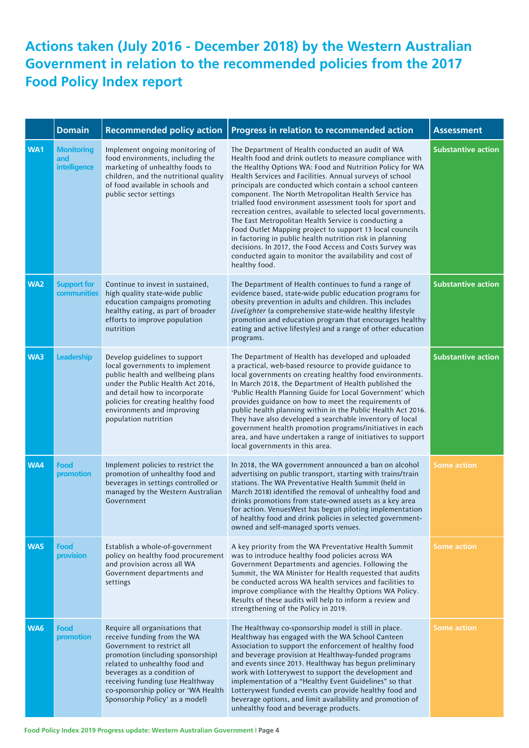# Actions taken (July 2016 - December 2018) by the Western Australian Government in relation to the recommended policies from the 2017 Food Policy Index report

| | Domain | Recommended policy action | Progress in relation to recommended action | Assessment |
|---|---|---|---|---|
| WA1 | Monitoring and intelligence | Implement ongoing monitoring of food environments, including the marketing of unhealthy foods to children, and the nutritional quality of food available in schools and public sector settings | The Department of Health conducted an audit of WA Health food and drink outlets to measure compliance with the Healthy Options WA: Food and Nutrition Policy for WA Health Services and Facilities. Annual surveys of school principals are conducted which contain a school canteen component. The North Metropolitan Health Service has trialled food environment assessment tools for sport and recreation centres, available to selected local governments. The East Metropolitan Health Service is conducting a Food Outlet Mapping project to support 13 local councils in factoring in public health nutrition risk in planning decisions. In 2017, the Food Access and Costs Survey was conducted again to monitor the availability and cost of healthy food. | Substantive action |
| WA2 | Support for communities | Continue to invest in sustained, high quality state-wide public education campaigns promoting healthy eating, as part of broader efforts to improve population nutrition | The Department of Health continues to fund a range of evidence based, state-wide public education programs for obesity prevention in adults and children. This includes *LiveLighter* (a comprehensive state-wide healthy lifestyle promotion and education program that encourages healthy eating and active lifestyles) and a range of other education programs. | Substantive action |
| WA3 | Leadership | Develop guidelines to support local governments to implement public health and wellbeing plans under the Public Health Act 2016, and detail how to incorporate policies for creating healthy food environments and improving population nutrition | The Department of Health has developed and uploaded a practical, web-based resource to provide guidance to local governments on creating healthy food environments. In March 2018, the Department of Health published the 'Public Health Planning Guide for Local Government' which provides guidance on how to meet the requirements of public health planning within in the Public Health Act 2016. They have also developed a searchable inventory of local government health promotion programs/initiatives in each area, and have undertaken a range of initiatives to support local governments in this area. | Substantive action |
| WA4 | Food promotion | Implement policies to restrict the promotion of unhealthy food and beverages in settings controlled or managed by the Western Australian Government | In 2018, the WA government announced a ban on alcohol advertising on public transport, starting with trains/train stations. The WA Preventative Health Summit (held in March 2018) identified the removal of unhealthy food and drinks promotions from state-owned assets as a key area for action. VenuesWest has begun piloting implementation of healthy food and drink policies in selected government-owned and self-managed sports venues. | Some action |
| WA5 | Food provision | Establish a whole-of-government policy on healthy food procurement and provision across all WA Government departments and settings | A key priority from the WA Preventative Health Summit was to introduce healthy food policies across WA Government Departments and agencies. Following the Summit, the WA Minister for Health requested that audits be conducted across WA health services and facilities to improve compliance with the Healthy Options WA Policy. Results of these audits will help to inform a review and strengthening of the Policy in 2019. | Some action |
| WA6 | Food promotion | Require all organisations that receive funding from the WA Government to restrict all promotion (including sponsorship) related to unhealthy food and beverages as a condition of receiving funding (use Healthway co-sponsorship policy or 'WA Health Sponsorship Policy' as a model) | The Healthway co-sponsorship model is still in place. Healthway has engaged with the WA School Canteen Association to support the enforcement of healthy food and beverage provision at Healthway-funded programs and events since 2013. Healthway has begun preliminary work with Lotterywest to support the development and implementation of a "Healthy Event Guidelines" so that Lotterywest funded events can provide healthy food and beverage options, and limit availability and promotion of unhealthy food and beverage products. | Some action |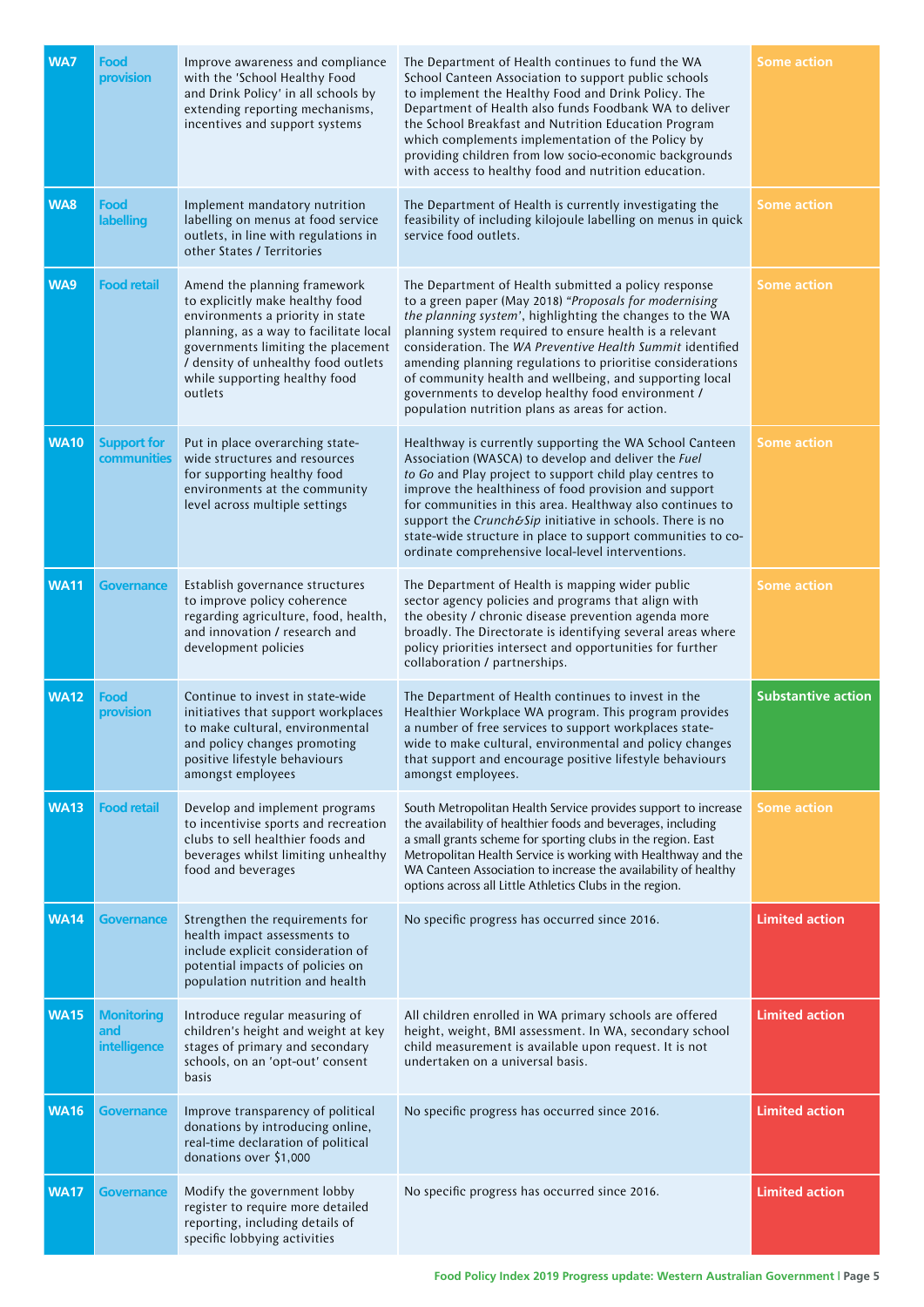| WA7 | Food provision | Improve awareness and compliance with the 'School Healthy Food and Drink Policy' in all schools by extending reporting mechanisms, incentives and support systems | The Department of Health continues to fund the WA School Canteen Association to support public schools to implement the Healthy Food and Drink Policy. The Department of Health also funds Foodbank WA to deliver the School Breakfast and Nutrition Education Program which complements implementation of the Policy by providing children from low socio-economic backgrounds with access to healthy food and nutrition education. | Some action |
|---|---|---|---|---|
| WA8 | Food labelling | Implement mandatory nutrition labelling on menus at food service outlets, in line with regulations in other States / Territories | The Department of Health is currently investigating the feasibility of including kilojoule labelling on menus in quick service food outlets. | Some action |
| WA9 | Food retail | Amend the planning framework to explicitly make healthy food environments a priority in state planning, as a way to facilitate local governments limiting the placement / density of unhealthy food outlets while supporting healthy food outlets | The Department of Health submitted a policy response to a green paper (May 2018) "*Proposals for modernising the planning system*", highlighting the changes to the WA planning system required to ensure health is a relevant consideration. The *WA Preventive Health Summit* identified amending planning regulations to prioritise considerations of community health and wellbeing, and supporting local governments to develop healthy food environment / population nutrition plans as areas for action. | Some action |
| WA10 | Support for communities | Put in place overarching state-wide structures and resources for supporting healthy food environments at the community level across multiple settings | Healthway is currently supporting the WA School Canteen Association (WASCA) to develop and deliver the *Fuel to Go* and Play project to support child play centres to improve the healthiness of food provision and support for communities in this area. Healthway also continues to support the *Crunch&Sip* initiative in schools. There is no state-wide structure in place to support communities to co-ordinate comprehensive local-level interventions. | Some action |
| WA11 | Governance | Establish governance structures to improve policy coherence regarding agriculture, food, health, and innovation / research and development policies | The Department of Health is mapping wider public sector agency policies and programs that align with the obesity / chronic disease prevention agenda more broadly. The Directorate is identifying several areas where policy priorities intersect and opportunities for further collaboration / partnerships. | Some action |
| WA12 | Food provision | Continue to invest in state-wide initiatives that support workplaces to make cultural, environmental and policy changes promoting positive lifestyle behaviours amongst employees | The Department of Health continues to invest in the Healthier Workplace WA program. This program provides a number of free services to support workplaces state-wide to make cultural, environmental and policy changes that support and encourage positive lifestyle behaviours amongst employees. | Substantive action |
| WA13 | Food retail | Develop and implement programs to incentivise sports and recreation clubs to sell healthier foods and beverages whilst limiting unhealthy food and beverages | South Metropolitan Health Service provides support to increase the availability of healthier foods and beverages, including a small grants scheme for sporting clubs in the region. East Metropolitan Health Service is working with Healthway and the WA Canteen Association to increase the availability of healthy options across all Little Athletics Clubs in the region. | Some action |
| WA14 | Governance | Strengthen the requirements for health impact assessments to include explicit consideration of potential impacts of policies on population nutrition and health | No specific progress has occurred since 2016. | Limited action |
| WA15 | Monitoring and intelligence | Introduce regular measuring of children's height and weight at key stages of primary and secondary schools, on an 'opt-out' consent basis | All children enrolled in WA primary schools are offered height, weight, BMI assessment. In WA, secondary school child measurement is available upon request. It is not undertaken on a universal basis. | Limited action |
| WA16 | Governance | Improve transparency of political donations by introducing online, real-time declaration of political donations over $1,000 | No specific progress has occurred since 2016. | Limited action |
| WA17 | Governance | Modify the government lobby register to require more detailed reporting, including details of specific lobbying activities | No specific progress has occurred since 2016. | Limited action |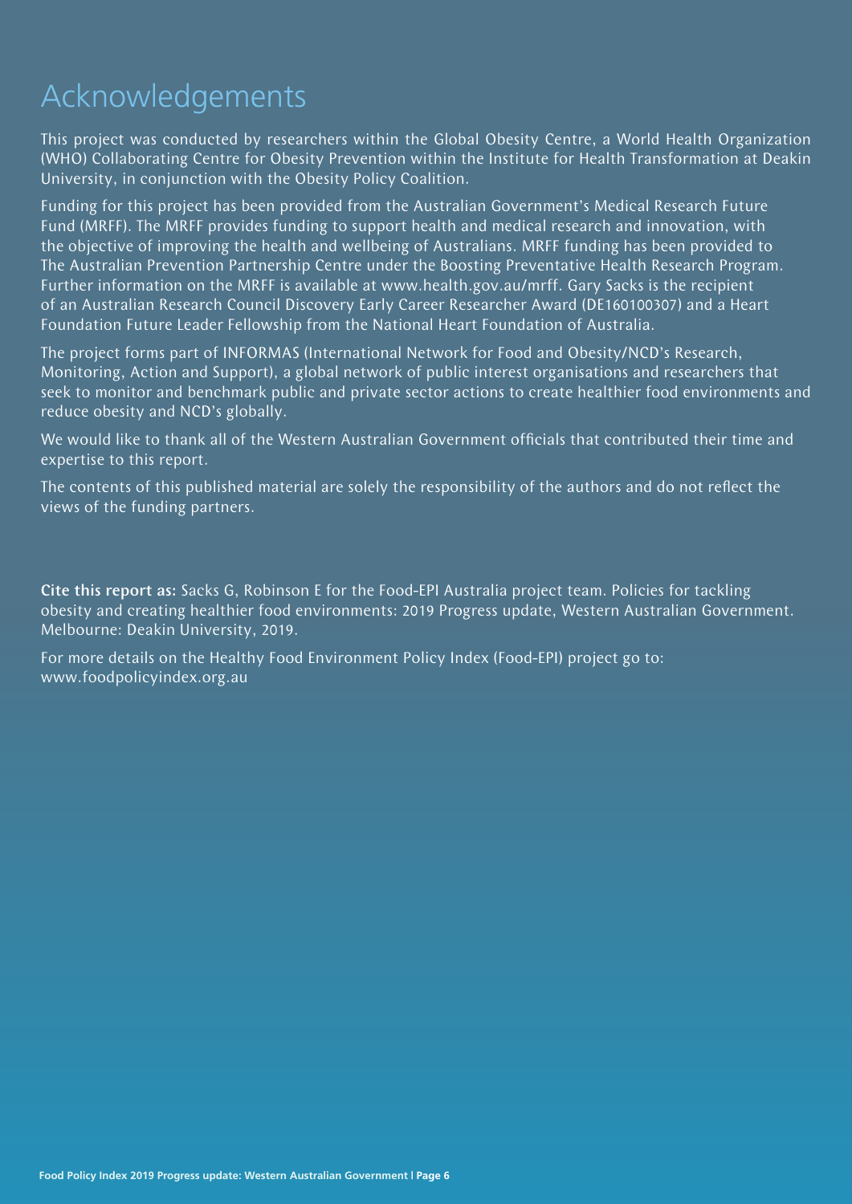# Acknowledgements

This project was conducted by researchers within the Global Obesity Centre, a World Health Organization (WHO) Collaborating Centre for Obesity Prevention within the Institute for Health Transformation at Deakin University, in conjunction with the Obesity Policy Coalition.

Funding for this project has been provided from the Australian Government's Medical Research Future Fund (MRFF). The MRFF provides funding to support health and medical research and innovation, with the objective of improving the health and wellbeing of Australians. MRFF funding has been provided to The Australian Prevention Partnership Centre under the Boosting Preventative Health Research Program. Further information on the MRFF is available at www.health.gov.au/mrff. Gary Sacks is the recipient of an Australian Research Council Discovery Early Career Researcher Award (DE160100307) and a Heart Foundation Future Leader Fellowship from the National Heart Foundation of Australia.

The project forms part of INFORMAS (International Network for Food and Obesity/NCD's Research, Monitoring, Action and Support), a global network of public interest organisations and researchers that seek to monitor and benchmark public and private sector actions to create healthier food environments and reduce obesity and NCD's globally.

We would like to thank all of the Western Australian Government officials that contributed their time and expertise to this report.

The contents of this published material are solely the responsibility of the authors and do not reflect the views of the funding partners.

**Cite this report as:** Sacks G, Robinson E for the Food-EPI Australia project team. Policies for tackling obesity and creating healthier food environments: 2019 Progress update, Western Australian Government. Melbourne: Deakin University, 2019.

For more details on the Healthy Food Environment Policy Index (Food-EPI) project go to: www.foodpolicyindex.org.au